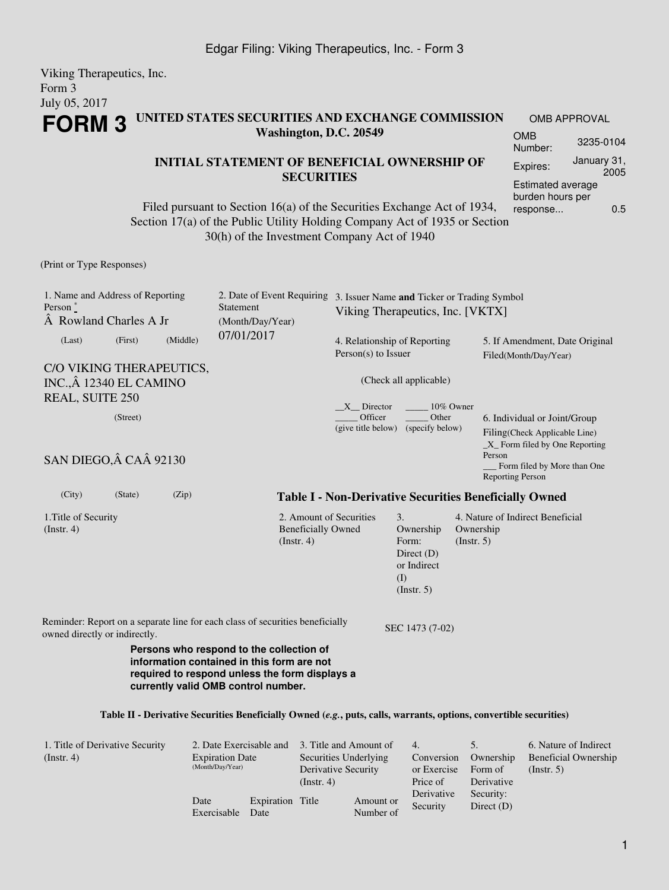Viking Therapeutics, Inc.
Form 3
July 05, 2017

# FORM 3

**UNITED STATES SECURITIES AND EXCHANGE COMMISSION**
**Washington, D.C. 20549**

| OMB APPROVAL | |
|---|---|
| OMB Number: | 3235-0104 |
| Expires: | January 31, 2005 |
| Estimated average burden hours per response... | 0.5 |

## INITIAL STATEMENT OF BENEFICIAL OWNERSHIP OF SECURITIES

Filed pursuant to Section 16(a) of the Securities Exchange Act of 1934, Section 17(a) of the Public Utility Holding Company Act of 1935 or Section 30(h) of the Investment Company Act of 1940

(Print or Type Responses)

1. Name and Address of Reporting Person *
Â Rowland Charles A Jr
(Last) (First) (Middle)

C/O VIKING THERAPEUTICS, INC.,Â 12340 EL CAMINO REAL, SUITE 250
(Street)

SAN DIEGO,Â CAÂ 92130
(City) (State) (Zip)

2. Date of Event Requiring Statement (Month/Day/Year)
07/01/2017

3. Issuer Name **and** Ticker or Trading Symbol
Viking Therapeutics, Inc. [VKTX]

4. Relationship of Reporting Person(s) to Issuer

(Check all applicable)

__X__ Director
_____ 10% Owner
_____ Officer (give title below)
_____ Other (specify below)

5. If Amendment, Date Original Filed(Month/Day/Year)

6. Individual or Joint/Group Filing(Check Applicable Line)
_X_ Form filed by One Reporting Person
___ Form filed by More than One Reporting Person

**Table I - Non-Derivative Securities Beneficially Owned**

| 1.Title of Security (Instr. 4) | 2. Amount of Securities Beneficially Owned (Instr. 4) | 3. Ownership Form: Direct (D) or Indirect (I) (Instr. 5) | 4. Nature of Indirect Beneficial Ownership (Instr. 5) |
|---|---|---|---|

Reminder: Report on a separate line for each class of securities beneficially owned directly or indirectly.

SEC 1473 (7-02)

**Persons who respond to the collection of information contained in this form are not required to respond unless the form displays a currently valid OMB control number.**

**Table II - Derivative Securities Beneficially Owned (*e.g.*, puts, calls, warrants, options, convertible securities)**

| 1. Title of Derivative Security (Instr. 4) | 2. Date Exercisable and Expiration Date (Month/Day/Year) | | 3. Title and Amount of Securities Underlying Derivative Security (Instr. 4) | | 4. Conversion or Exercise Price of Derivative Security | 5. Ownership Form of Derivative Security: Direct (D) | 6. Nature of Indirect Beneficial Ownership (Instr. 5) |
|---|---|---|---|---|---|---|---|
| | Date Exercisable | Expiration Date | Title | Amount or Number of | | | |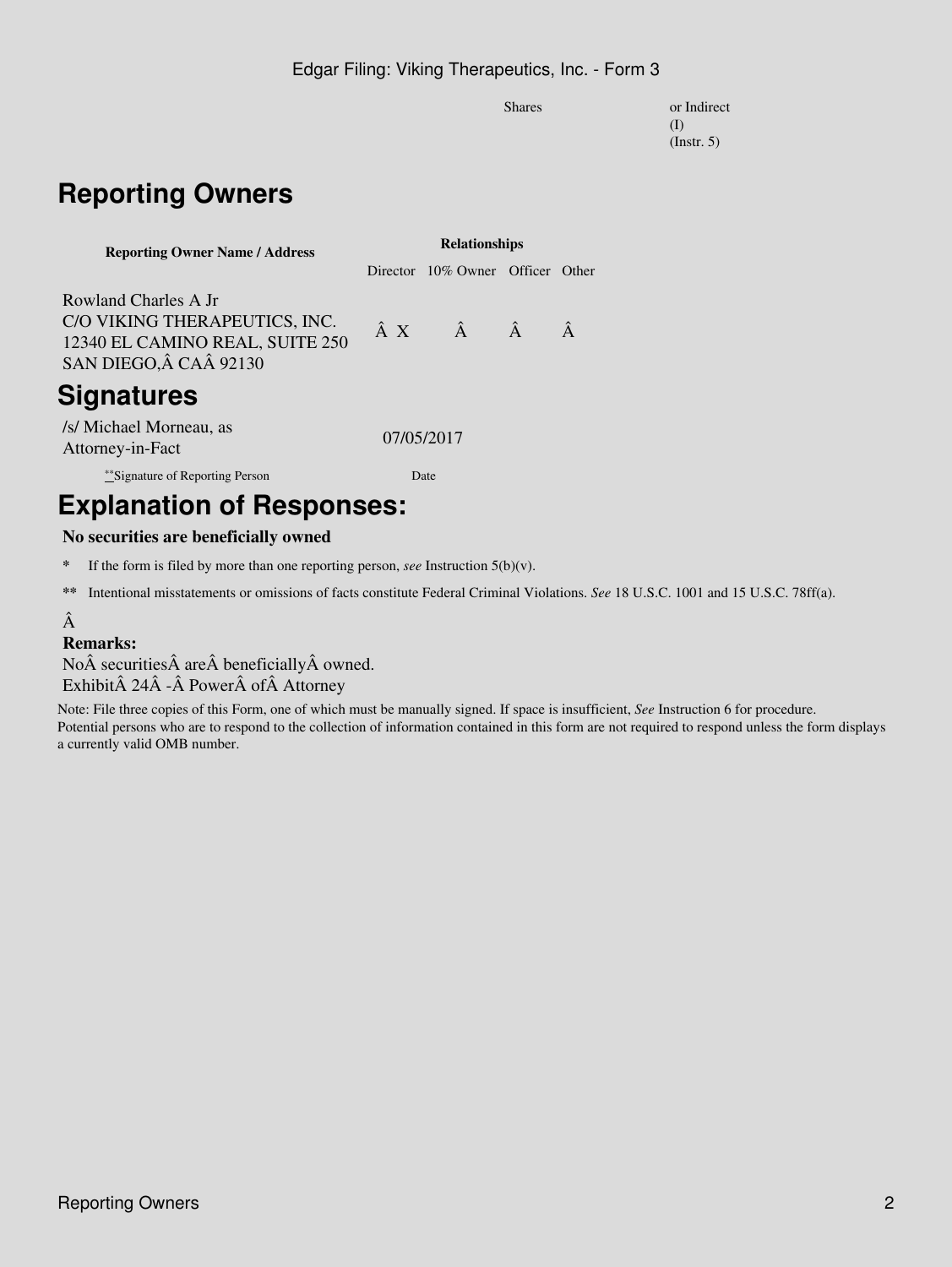| | | |
|---|---|---|
| | Shares | or Indirect (I) (Instr. 5) |

## Reporting Owners

| Reporting Owner Name / Address | Relationships | | | |
|---|---|---|---|---|
| | Director | 10% Owner | Officer | Other |
| Rowland Charles A Jr C/O VIKING THERAPEUTICS, INC. 12340 EL CAMINO REAL, SUITE 250 SAN DIEGO, CA 92130 | X | | | |

## Signatures

| | |
|---|---|
| /s/ Michael Morneau, as Attorney-in-Fact | 07/05/2017 |
| **Signature of Reporting Person | Date |

## Explanation of Responses:

**No securities are beneficially owned**

\* If the form is filed by more than one reporting person, *see* Instruction 5(b)(v).

\*\* Intentional misstatements or omissions of facts constitute Federal Criminal Violations. *See* 18 U.S.C. 1001 and 15 U.S.C. 78ff(a).

**Remarks:**

No securities are beneficially owned.
Exhibit 24 - Power of Attorney

Note: File three copies of this Form, one of which must be manually signed. If space is insufficient, *See* Instruction 6 for procedure.
Potential persons who are to respond to the collection of information contained in this form are not required to respond unless the form displays a currently valid OMB number.